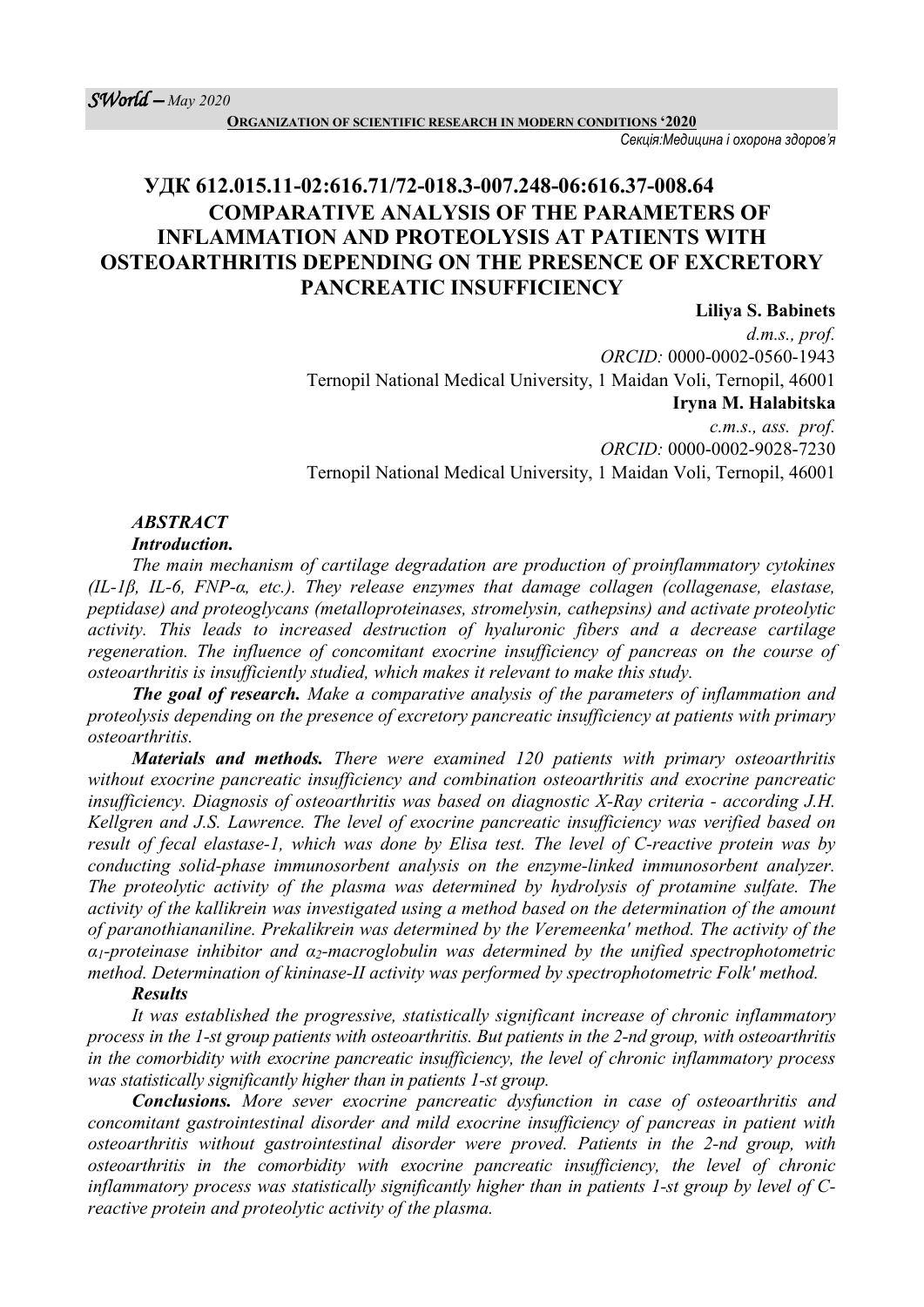# УДК 612.015.11-02:616.71/72-018.3-007.248-06:616.37-008.64

# COMPARATIVE ANALYSIS OF THE PARAMETERS OF INFLAMMATION AND PROTEOLYSIS AT PATIENTS WITH OSTEOARTHRITIS DEPENDING ON THE PRESENCE OF EXCRETORY PANCREATIC INSUFFICIENCY

**Liliya S. Babinets**

*d.m.s., prof.*

*ORCID:* 0000-0002-0560-1943

Ternopil National Medical University, 1 Maidan Voli, Ternopil, 46001

**Iryna M. Halabitska**

*c.m.s., ass. prof.*

*ORCID:* 0000-0002-9028-7230

Ternopil National Medical University, 1 Maidan Voli, Ternopil, 46001

## *ABSTRACT*

***Introduction.***

*The main mechanism of cartilage degradation are production of proinflammatory cytokines (IL-1β, IL-6, FNP-α, etc.). They release enzymes that damage collagen (collagenase, elastase, peptidase) and proteoglycans (metalloproteinases, stromelysin, cathepsins) and activate proteolytic activity. This leads to increased destruction of hyaluronic fibers and a decrease cartilage regeneration. The influence of concomitant exocrine insufficiency of pancreas on the course of osteoarthritis is insufficiently studied, which makes it relevant to make this study.*

***The goal of research.*** *Make a comparative analysis of the parameters of inflammation and proteolysis depending on the presence of excretory pancreatic insufficiency at patients with primary osteoarthritis.*

***Materials and methods.*** *There were examined 120 patients with primary osteoarthritis without exocrine pancreatic insufficiency and combination osteoarthritis and exocrine pancreatic insufficiency. Diagnosis of osteoarthritis was based on diagnostic X-Ray criteria - according J.H. Kellgren and J.S. Lawrence. The level of exocrine pancreatic insufficiency was verified based on result of fecal elastase-1, which was done by Elisa test. The level of C-reactive protein was by conducting solid-phase immunosorbent analysis on the enzyme-linked immunosorbent analyzer. The proteolytic activity of the plasma was determined by hydrolysis of protamine sulfate. The activity of the kallikrein was investigated using a method based on the determination of the amount of paranothiananiline. Prekalikrein was determined by the Veremeenka' method. The activity of the $\alpha_1$-proteinase inhibitor and $\alpha_2$-macroglobulin was determined by the unified spectrophotometric method. Determination of kininase-II activity was performed by spectrophotometric Folk' method.*

***Results***

*It was established the progressive, statistically significant increase of chronic inflammatory process in the 1-st group patients with osteoarthritis. But patients in the 2-nd group, with osteoarthritis in the comorbidity with exocrine pancreatic insufficiency, the level of chronic inflammatory process was statistically significantly higher than in patients 1-st group.*

***Conclusions.*** *More sever exocrine pancreatic dysfunction in case of osteoarthritis and concomitant gastrointestinal disorder and mild exocrine insufficiency of pancreas in patient with osteoarthritis without gastrointestinal disorder were proved. Patients in the 2-nd group, with osteoarthritis in the comorbidity with exocrine pancreatic insufficiency, the level of chronic inflammatory process was statistically significantly higher than in patients 1-st group by level of C-reactive protein and proteolytic activity of the plasma.*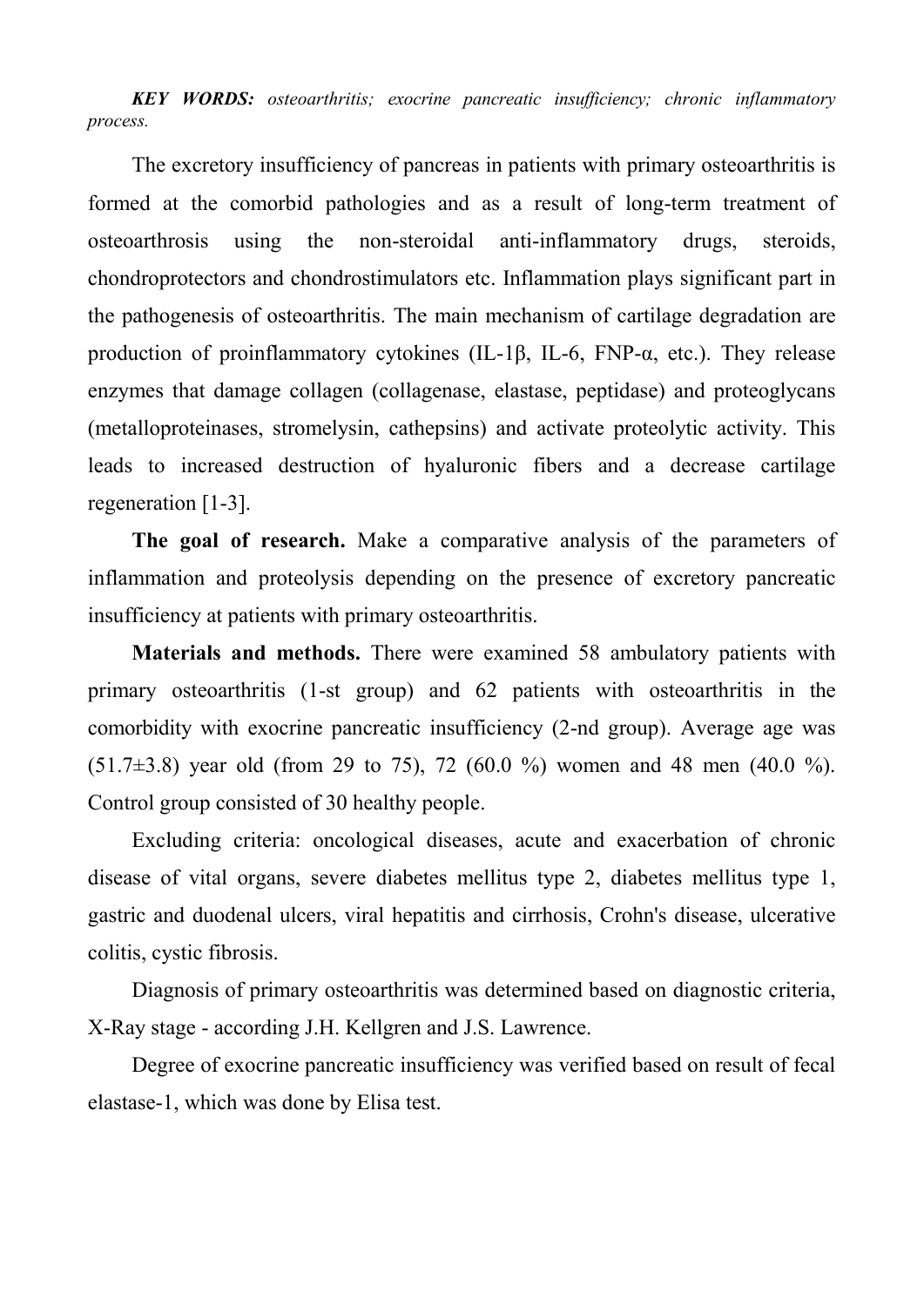***KEY WORDS:*** *osteoarthritis; exocrine pancreatic insufficiency; chronic inflammatory process.*

The excretory insufficiency of pancreas in patients with primary osteoarthritis is formed at the comorbid pathologies and as a result of long-term treatment of osteoarthrosis using the non-steroidal anti-inflammatory drugs, steroids, chondroprotectors and chondrostimulators etc. Inflammation plays significant part in the pathogenesis of osteoarthritis. The main mechanism of cartilage degradation are production of proinflammatory cytokines (IL-1β, IL-6, FNP-α, etc.). They release enzymes that damage collagen (collagenase, elastase, peptidase) and proteoglycans (metalloproteinases, stromelysin, cathepsins) and activate proteolytic activity. This leads to increased destruction of hyaluronic fibers and a decrease cartilage regeneration [1-3].

**The goal of research.** Make a comparative analysis of the parameters of inflammation and proteolysis depending on the presence of excretory pancreatic insufficiency at patients with primary osteoarthritis.

**Materials and methods.** There were examined 58 ambulatory patients with primary osteoarthritis (1-st group) and 62 patients with osteoarthritis in the comorbidity with exocrine pancreatic insufficiency (2-nd group). Average age was (51.7±3.8) year old (from 29 to 75), 72 (60.0 %) women and 48 men (40.0 %). Control group consisted of 30 healthy people.

Excluding criteria: oncological diseases, acute and exacerbation of chronic disease of vital organs, severe diabetes mellitus type 2, diabetes mellitus type 1, gastric and duodenal ulcers, viral hepatitis and cirrhosis, Crohn's disease, ulcerative colitis, cystic fibrosis.

Diagnosis of primary osteoarthritis was determined based on diagnostic criteria, X-Ray stage - according J.H. Kellgren and J.S. Lawrence.

Degree of exocrine pancreatic insufficiency was verified based on result of fecal elastase-1, which was done by Elisa test.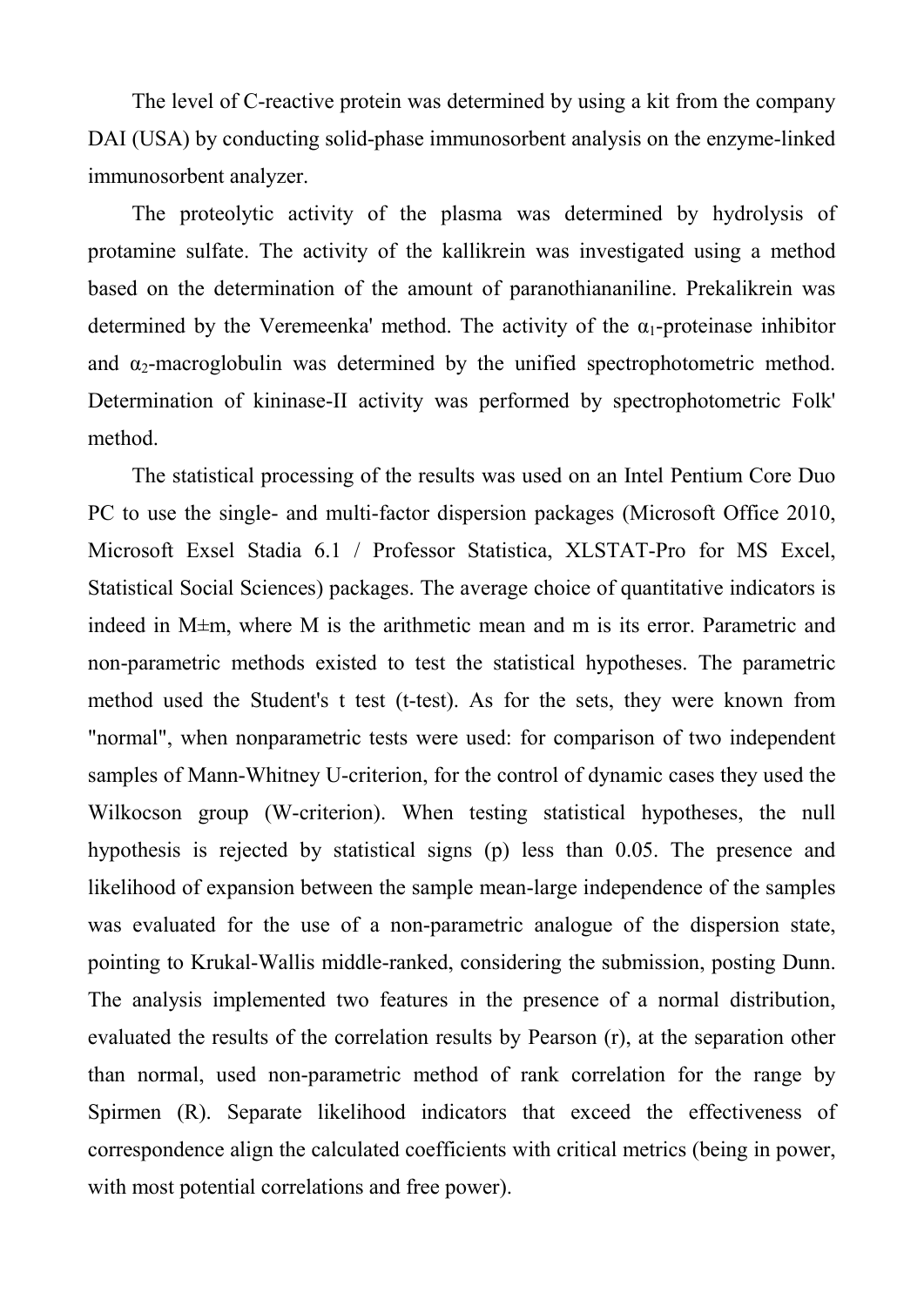The level of C-reactive protein was determined by using a kit from the company DAI (USA) by conducting solid-phase immunosorbent analysis on the enzyme-linked immunosorbent analyzer.

The proteolytic activity of the plasma was determined by hydrolysis of protamine sulfate. The activity of the kallikrein was investigated using a method based on the determination of the amount of paranothiananiline. Prekalikrein was determined by the Veremeenka' method. The activity of the $\alpha_1$-proteinase inhibitor and $\alpha_2$-macroglobulin was determined by the unified spectrophotometric method. Determination of kininase-II activity was performed by spectrophotometric Folk' method.

The statistical processing of the results was used on an Intel Pentium Core Duo PC to use the single- and multi-factor dispersion packages (Microsoft Office 2010, Microsoft Exsel Stadia 6.1 / Professor Statistica, XLSTAT-Pro for MS Excel, Statistical Social Sciences) packages. The average choice of quantitative indicators is indeed in M±m, where M is the arithmetic mean and m is its error. Parametric and non-parametric methods existed to test the statistical hypotheses. The parametric method used the Student's t test (t-test). As for the sets, they were known from "normal", when nonparametric tests were used: for comparison of two independent samples of Mann-Whitney U-criterion, for the control of dynamic cases they used the Wilkocson group (W-criterion). When testing statistical hypotheses, the null hypothesis is rejected by statistical signs (p) less than 0.05. The presence and likelihood of expansion between the sample mean-large independence of the samples was evaluated for the use of a non-parametric analogue of the dispersion state, pointing to Krukal-Wallis middle-ranked, considering the submission, posting Dunn. The analysis implemented two features in the presence of a normal distribution, evaluated the results of the correlation results by Pearson (r), at the separation other than normal, used non-parametric method of rank correlation for the range by Spirmen (R). Separate likelihood indicators that exceed the effectiveness of correspondence align the calculated coefficients with critical metrics (being in power, with most potential correlations and free power).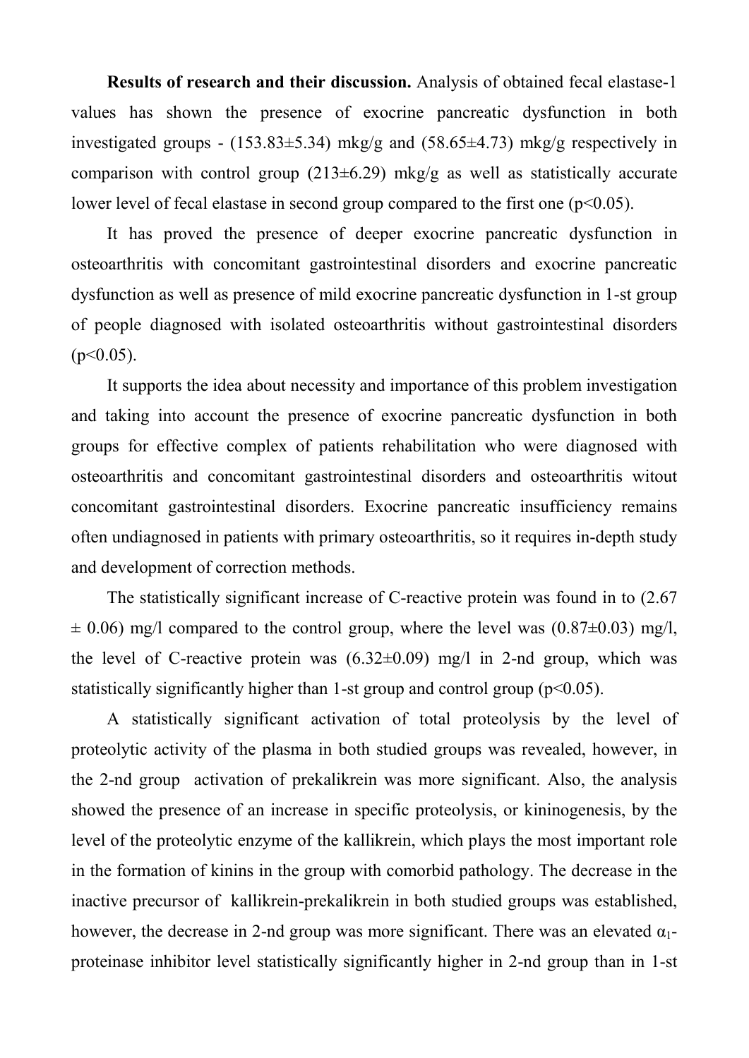**Results of research and their discussion.** Analysis of obtained fecal elastase-1 values has shown the presence of exocrine pancreatic dysfunction in both investigated groups - (153.83±5.34) mkg/g and (58.65±4.73) mkg/g respectively in comparison with control group (213±6.29) mkg/g as well as statistically accurate lower level of fecal elastase in second group compared to the first one ($p<0.05$).

It has proved the presence of deeper exocrine pancreatic dysfunction in osteoarthritis with concomitant gastrointestinal disorders and exocrine pancreatic dysfunction as well as presence of mild exocrine pancreatic dysfunction in 1-st group of people diagnosed with isolated osteoarthritis without gastrointestinal disorders ($p<0.05$).

It supports the idea about necessity and importance of this problem investigation and taking into account the presence of exocrine pancreatic dysfunction in both groups for effective complex of patients rehabilitation who were diagnosed with osteoarthritis and concomitant gastrointestinal disorders and osteoarthritis witout concomitant gastrointestinal disorders. Exocrine pancreatic insufficiency remains often undiagnosed in patients with primary osteoarthritis, so it requires in-depth study and development of correction methods.

The statistically significant increase of C-reactive protein was found in to (2.67 ± 0.06) mg/l compared to the control group, where the level was (0.87±0.03) mg/l, the level of C-reactive protein was (6.32±0.09) mg/l in 2-nd group, which was statistically significantly higher than 1-st group and control group ($p<0.05$).

A statistically significant activation of total proteolysis by the level of proteolytic activity of the plasma in both studied groups was revealed, however, in the 2-nd group activation of prekalikrein was more significant. Also, the analysis showed the presence of an increase in specific proteolysis, or kininogenesis, by the level of the proteolytic enzyme of the kallikrein, which plays the most important role in the formation of kinins in the group with comorbid pathology. The decrease in the inactive precursor of kallikrein-prekalikrein in both studied groups was established, however, the decrease in 2-nd group was more significant. There was an elevated $\alpha_1$-proteinase inhibitor level statistically significantly higher in 2-nd group than in 1-st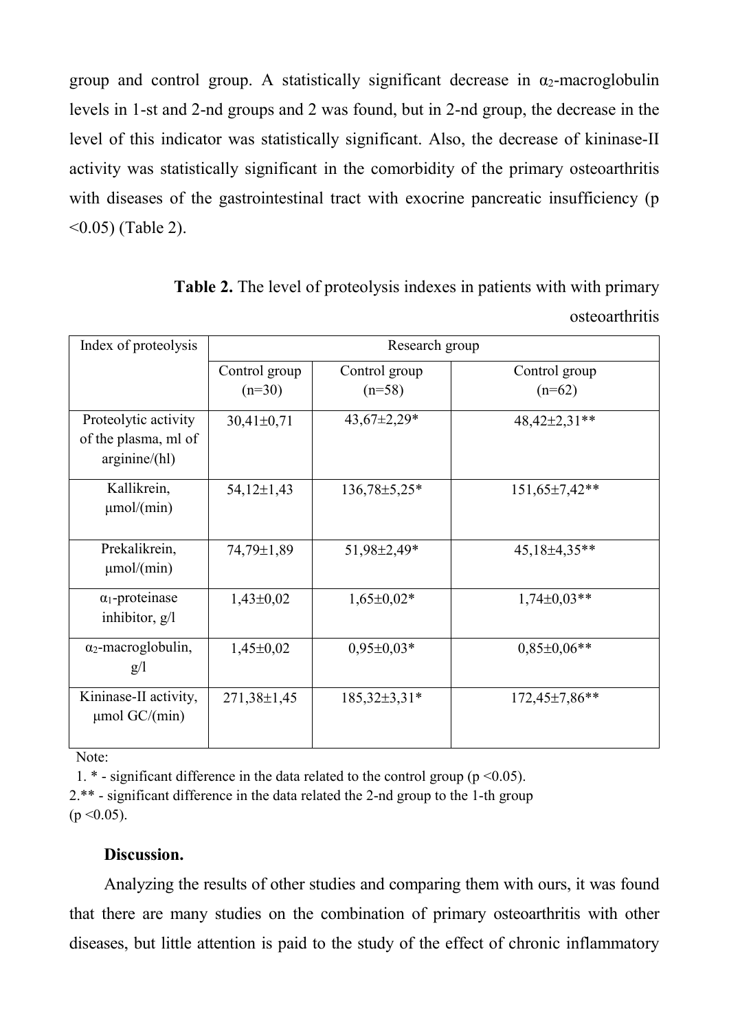group and control group. A statistically significant decrease in $\alpha_2$-macroglobulin levels in 1-st and 2-nd groups and 2 was found, but in 2-nd group, the decrease in the level of this indicator was statistically significant. Also, the decrease of kininase-II activity was statistically significant in the comorbidity of the primary osteoarthritis with diseases of the gastrointestinal tract with exocrine pancreatic insufficiency ($p < 0.05$) (Table 2).

**Table 2.** The level of proteolysis indexes in patients with with primary osteoarthritis

| Index of proteolysis | Research group | | |
|---|---|---|---|
| | Control group (n=30) | Control group (n=58) | Control group (n=62) |
| Proteolytic activity of the plasma, ml of arginine/(hl) | 30,41±0,71 | 43,67±2,29* | 48,42±2,31** |
| Kallikrein, μmol/(min) | 54,12±1,43 | 136,78±5,25* | 151,65±7,42** |
| Prekalikrein, μmol/(min) | 74,79±1,89 | 51,98±2,49* | 45,18±4,35** |
| $\alpha_1$-proteinase inhibitor, g/l | 1,43±0,02 | 1,65±0,02* | 1,74±0,03** |
| $\alpha_2$-macroglobulin, g/l | 1,45±0,02 | 0,95±0,03* | 0,85±0,06** |
| Kininase-II activity, μmol GC/(min) | 271,38±1,45 | 185,32±3,31* | 172,45±7,86** |

Note:

1. * - significant difference in the data related to the control group ($p < 0.05$).
2. ** - significant difference in the data related the 2-nd group to the 1-th group ($p < 0.05$).

**Discussion.**

Analyzing the results of other studies and comparing them with ours, it was found that there are many studies on the combination of primary osteoarthritis with other diseases, but little attention is paid to the study of the effect of chronic inflammatory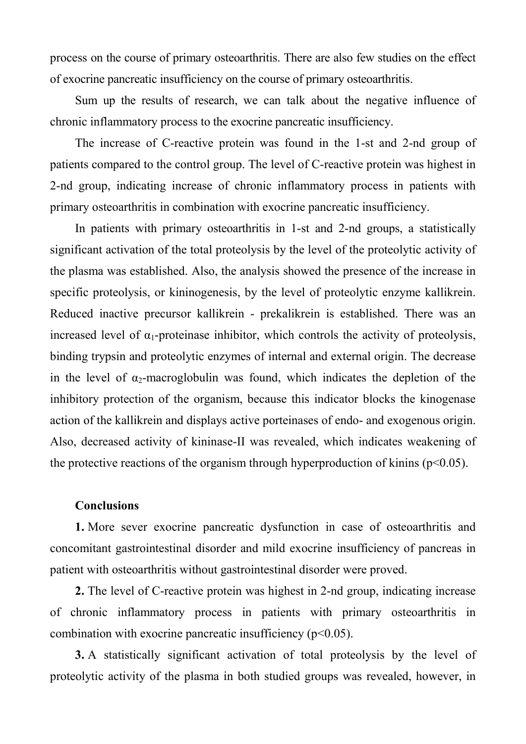process on the course of primary osteoarthritis. There are also few studies on the effect of exocrine pancreatic insufficiency on the course of primary osteoarthritis.

Sum up the results of research, we can talk about the negative influence of chronic inflammatory process to the exocrine pancreatic insufficiency.

The increase of C-reactive protein was found in the 1-st and 2-nd group of patients compared to the control group. The level of C-reactive protein was highest in 2-nd group, indicating increase of chronic inflammatory process in patients with primary osteoarthritis in combination with exocrine pancreatic insufficiency.

In patients with primary osteoarthritis in 1-st and 2-nd groups, a statistically significant activation of the total proteolysis by the level of the proteolytic activity of the plasma was established. Also, the analysis showed the presence of the increase in specific proteolysis, or kininogenesis, by the level of proteolytic enzyme kallikrein. Reduced inactive precursor kallikrein - prekalikrein is established. There was an increased level of $\alpha_1$-proteinase inhibitor, which controls the activity of proteolysis, binding trypsin and proteolytic enzymes of internal and external origin. The decrease in the level of $\alpha_2$-macroglobulin was found, which indicates the depletion of the inhibitory protection of the organism, because this indicator blocks the kinogenase action of the kallikrein and displays active porteinases of endo- and exogenous origin. Also, decreased activity of kininase-II was revealed, which indicates weakening of the protective reactions of the organism through hyperproduction of kinins ($p<0.05$).

**Conclusions**

**1.** More sever exocrine pancreatic dysfunction in case of osteoarthritis and concomitant gastrointestinal disorder and mild exocrine insufficiency of pancreas in patient with osteoarthritis without gastrointestinal disorder were proved.

**2.** The level of C-reactive protein was highest in 2-nd group, indicating increase of chronic inflammatory process in patients with primary osteoarthritis in combination with exocrine pancreatic insufficiency ($p<0.05$).

**3.** A statistically significant activation of total proteolysis by the level of proteolytic activity of the plasma in both studied groups was revealed, however, in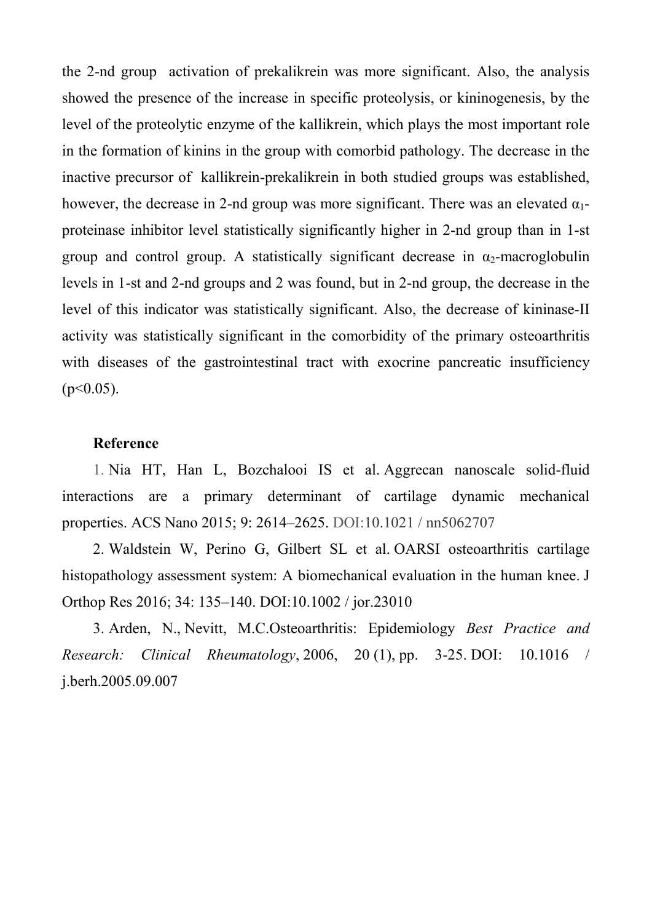the 2-nd group activation of prekalikrein was more significant. Also, the analysis showed the presence of the increase in specific proteolysis, or kininogenesis, by the level of the proteolytic enzyme of the kallikrein, which plays the most important role in the formation of kinins in the group with comorbid pathology. The decrease in the inactive precursor of kallikrein-prekalikrein in both studied groups was established, however, the decrease in 2-nd group was more significant. There was an elevated $\alpha_1$-proteinase inhibitor level statistically significantly higher in 2-nd group than in 1-st group and control group. A statistically significant decrease in $\alpha_2$-macroglobulin levels in 1-st and 2-nd groups and 2 was found, but in 2-nd group, the decrease in the level of this indicator was statistically significant. Also, the decrease of kininase-II activity was statistically significant in the comorbidity of the primary osteoarthritis with diseases of the gastrointestinal tract with exocrine pancreatic insufficiency ($p<0.05$).

**Reference**

1. Nia HT, Han L, Bozchalooi IS et al. Aggrecan nanoscale solid-fluid interactions are a primary determinant of cartilage dynamic mechanical properties. ACS Nano 2015; 9: 2614–2625. DOI:10.1021 / nn5062707

2. Waldstein W, Perino G, Gilbert SL et al. OARSI osteoarthritis cartilage histopathology assessment system: A biomechanical evaluation in the human knee. J Orthop Res 2016; 34: 135–140. DOI:10.1002 / jor.23010

3. Arden, N., Nevitt, M.C.Osteoarthritis: Epidemiology *Best Practice and Research: Clinical Rheumatology*, 2006, 20 (1), pp. 3-25. DOI: 10.1016 / j.berh.2005.09.007